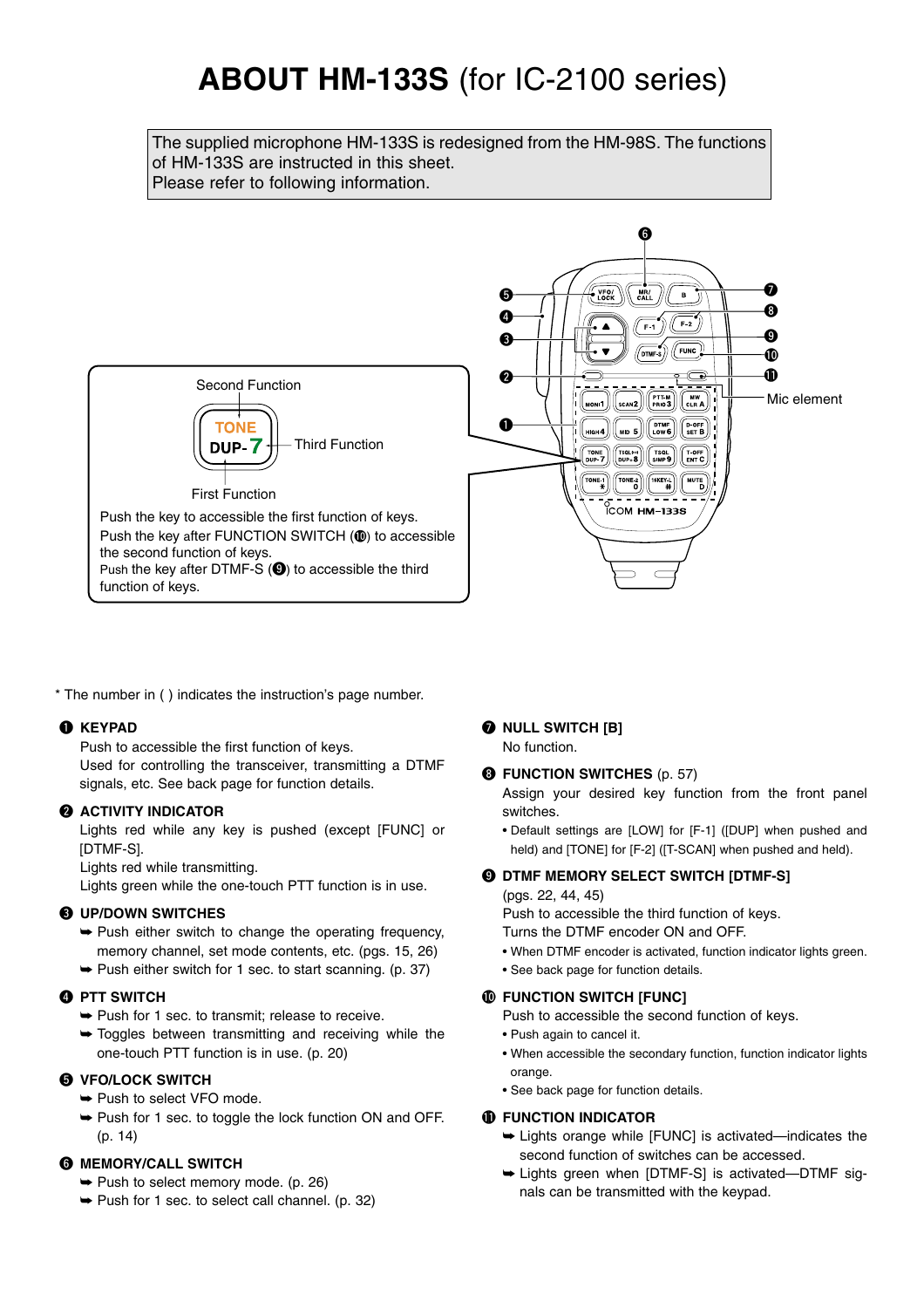# ABOUT HM-133S (for IC-2100 series)

The supplied microphone HM-133S is redesigned from the HM-98S. The functions of HM-133S are instructed in this sheet.
Please refer to following information.

Second Function

TONE
DUP- 7

Third Function

First Function

Push the key to accessible the first function of keys.
Push the key after FUNCTION SWITCH (⑩) to accessible the second function of keys.
Push the key after DTMF-S (⑨) to accessible the third function of keys.

Mic element

\* The number in ( ) indicates the instruction's page number.

**❶ KEYPAD**

Push to accessible the first function of keys.
Used for controlling the transceiver, transmitting a DTMF signals, etc. See back page for function details.

**❷ ACTIVITY INDICATOR**

Lights red while any key is pushed (except [FUNC] or [DTMF-S].
Lights red while transmitting.
Lights green while the one-touch PTT function is in use.

**❸ UP/DOWN SWITCHES**

➥ Push either switch to change the operating frequency, memory channel, set mode contents, etc. (pgs. 15, 26)
➥ Push either switch for 1 sec. to start scanning. (p. 37)

**❹ PTT SWITCH**

➥ Push for 1 sec. to transmit; release to receive.
➥ Toggles between transmitting and receiving while the one-touch PTT function is in use. (p. 20)

**❺ VFO/LOCK SWITCH**

➥ Push to select VFO mode.
➥ Push for 1 sec. to toggle the lock function ON and OFF. (p. 14)

**❻ MEMORY/CALL SWITCH**

➥ Push to select memory mode. (p. 26)
➥ Push for 1 sec. to select call channel. (p. 32)

**❼ NULL SWITCH [B]**

No function.

**❽ FUNCTION SWITCHES** (p. 57)

Assign your desired key function from the front panel switches.

- Default settings are [LOW] for [F-1] ([DUP] when pushed and held) and [TONE] for [F-2] ([T-SCAN] when pushed and held).

**❾ DTMF MEMORY SELECT SWITCH [DTMF-S]**

(pgs. 22, 44, 45)
Push to accessible the third function of keys.
Turns the DTMF encoder ON and OFF.

- When DTMF encoder is activated, function indicator lights green.
- See back page for function details.

**❿ FUNCTION SWITCH [FUNC]**

Push to accessible the second function of keys.

- Push again to cancel it.
- When accessible the secondary function, function indicator lights orange.
- See back page for function details.

**⓫ FUNCTION INDICATOR**

➥ Lights orange while [FUNC] is activated—indicates the second function of switches can be accessed.
➥ Lights green when [DTMF-S] is activated—DTMF signals can be transmitted with the keypad.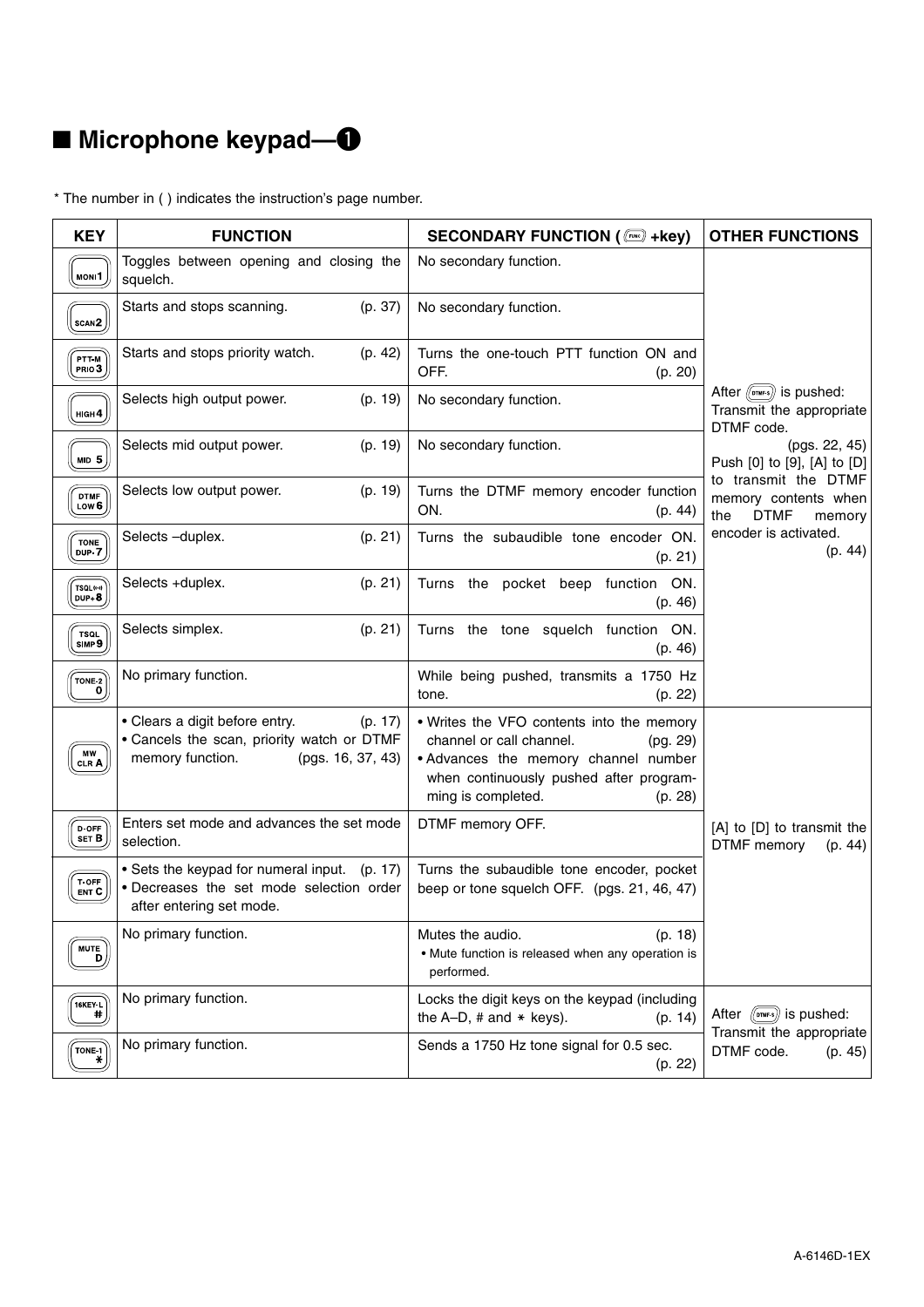## ■ Microphone keypad—❶

* The number in ( ) indicates the instruction's page number.

| KEY | FUNCTION | SECONDARY FUNCTION (FUNC +key) | OTHER FUNCTIONS |
|---|---|---|---|
| MONI 1 | Toggles between opening and closing the squelch. | No secondary function. | After DTMF-S is pushed: Transmit the appropriate DTMF code. (pgs. 22, 45) Push [0] to [9], [A] to [D] to transmit the DTMF memory contents when the DTMF memory encoder is activated. (p. 44) |
| SCAN 2 | Starts and stops scanning. (p. 37) | No secondary function. | |
| PTT-M PRIO 3 | Starts and stops priority watch. (p. 42) | Turns the one-touch PTT function ON and OFF. (p. 20) | |
| HIGH 4 | Selects high output power. (p. 19) | No secondary function. | |
| MID 5 | Selects mid output power. (p. 19) | No secondary function. | |
| DTMF LOW 6 | Selects low output power. (p. 19) | Turns the DTMF memory encoder function ON. (p. 44) | |
| TONE DUP- 7 | Selects –duplex. (p. 21) | Turns the subaudible tone encoder ON. (p. 21) | |
| TSQL((•)) DUP+ 8 | Selects +duplex. (p. 21) | Turns the pocket beep function ON. (p. 46) | |
| TSQL SIMP 9 | Selects simplex. (p. 21) | Turns the tone squelch function ON. (p. 46) | |
| TONE-2 0 | No primary function. | While being pushed, transmits a 1750 Hz tone. (p. 22) | |
| MW CLR A | • Clears a digit before entry. (p. 17)<br>• Cancels the scan, priority watch or DTMF memory function. (pgs. 16, 37, 43) | • Writes the VFO contents into the memory channel or call channel. (pg. 29)<br>• Advances the memory channel number when continuously pushed after programming is completed. (p. 28) | [A] to [D] to transmit the DTMF memory (p. 44) |
| D-OFF SET B | Enters set mode and advances the set mode selection. | DTMF memory OFF. | |
| T-OFF ENT C | • Sets the keypad for numeral input. (p. 17)<br>• Decreases the set mode selection order after entering set mode. | Turns the subaudible tone encoder, pocket beep or tone squelch OFF. (pgs. 21, 46, 47) | |
| MUTE D | No primary function. | Mutes the audio. (p. 18)<br>• Mute function is released when any operation is performed. | |
| 16KEY-L # | No primary function. | Locks the digit keys on the keypad (including the A–D, # and ∗ keys). (p. 14) | After DTMF-S is pushed: Transmit the appropriate DTMF code. (p. 45) |
| TONE-1 ∗ | No primary function. | Sends a 1750 Hz tone signal for 0.5 sec. (p. 22) | |

A-6146D-1EX